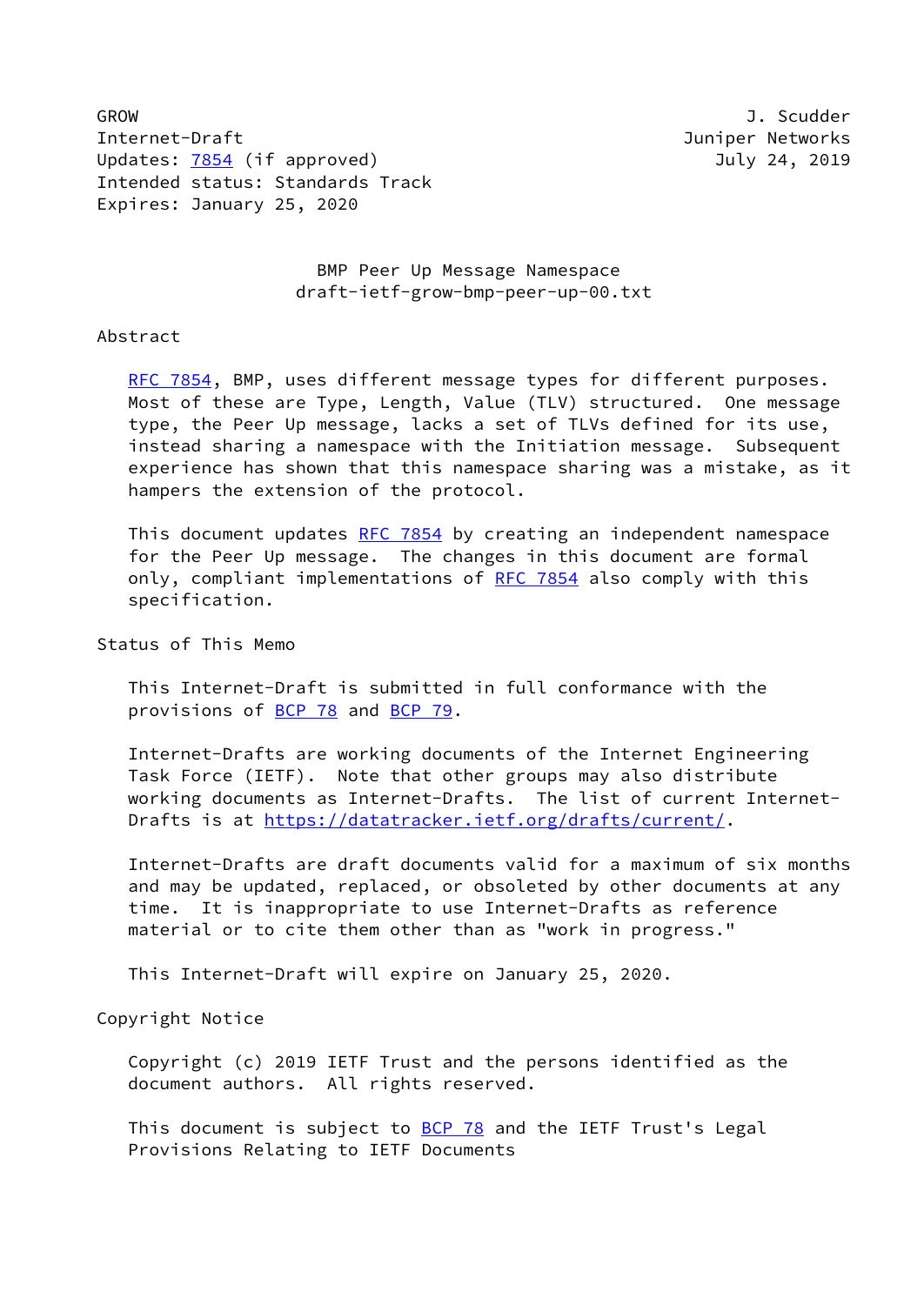GROW J. Scudder
Internet-Draft Juniper Networks
Updates: 7854 (if approved) July 24, 2019
Intended status: Standards Track
Expires: January 25, 2020

# BMP Peer Up Message Namespace
draft-ietf-grow-bmp-peer-up-00.txt

## Abstract

RFC 7854, BMP, uses different message types for different purposes. Most of these are Type, Length, Value (TLV) structured. One message type, the Peer Up message, lacks a set of TLVs defined for its use, instead sharing a namespace with the Initiation message. Subsequent experience has shown that this namespace sharing was a mistake, as it hampers the extension of the protocol.

This document updates RFC 7854 by creating an independent namespace for the Peer Up message. The changes in this document are formal only, compliant implementations of RFC 7854 also comply with this specification.

## Status of This Memo

This Internet-Draft is submitted in full conformance with the provisions of BCP 78 and BCP 79.

Internet-Drafts are working documents of the Internet Engineering Task Force (IETF). Note that other groups may also distribute working documents as Internet-Drafts. The list of current Internet-Drafts is at https://datatracker.ietf.org/drafts/current/.

Internet-Drafts are draft documents valid for a maximum of six months and may be updated, replaced, or obsoleted by other documents at any time. It is inappropriate to use Internet-Drafts as reference material or to cite them other than as "work in progress."

This Internet-Draft will expire on January 25, 2020.

## Copyright Notice

Copyright (c) 2019 IETF Trust and the persons identified as the document authors. All rights reserved.

This document is subject to BCP 78 and the IETF Trust's Legal Provisions Relating to IETF Documents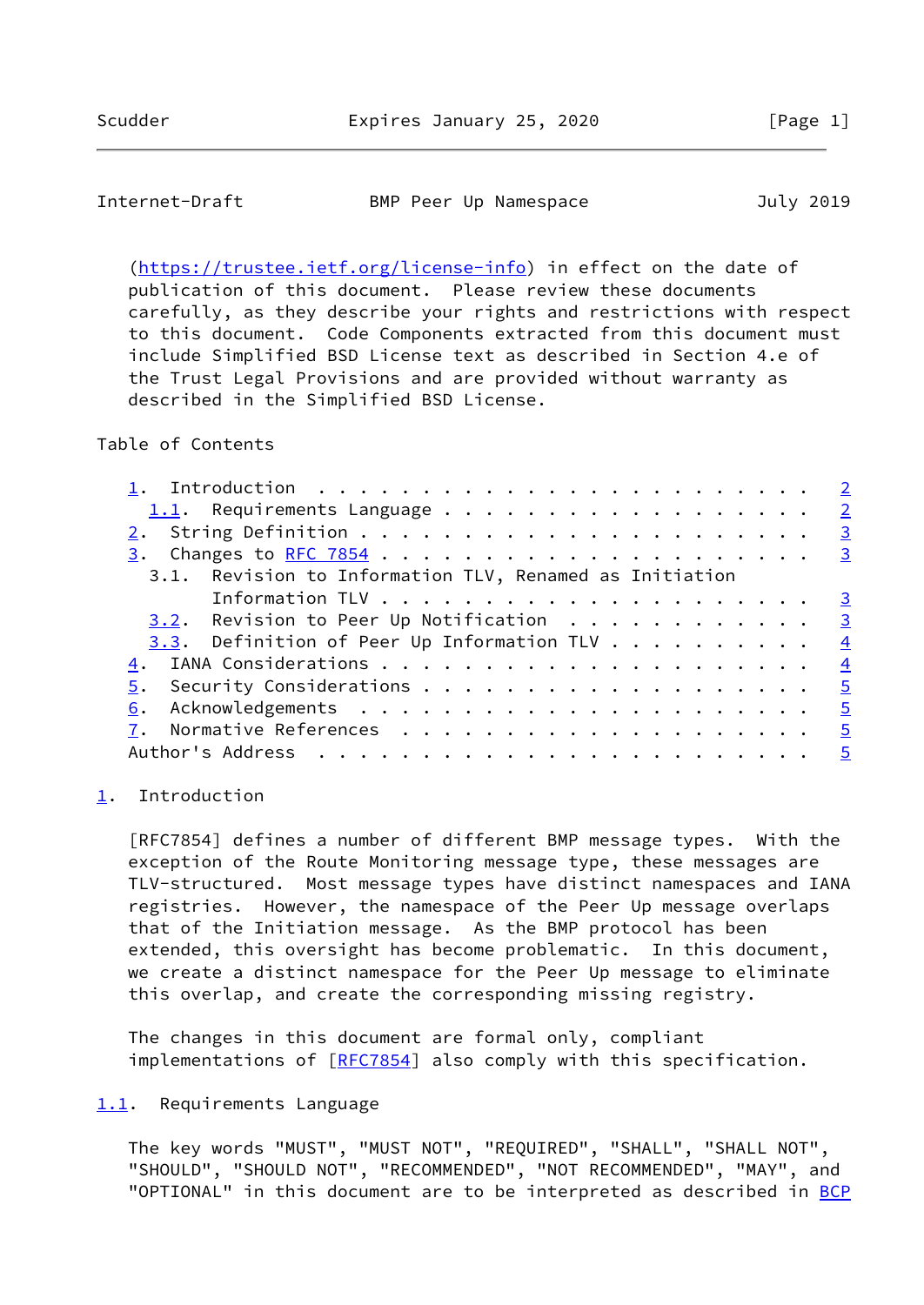(https://trustee.ietf.org/license-info) in effect on the date of publication of this document. Please review these documents carefully, as they describe your rights and restrictions with respect to this document. Code Components extracted from this document must include Simplified BSD License text as described in Section 4.e of the Trust Legal Provisions and are provided without warranty as described in the Simplified BSD License.

Table of Contents

```
   1.  Introduction . . . . . . . . . . . . . . . . . . . . . . . .   2
     1.1.  Requirements Language . . . . . . . . . . . . . . . . . .   2
   2.  String Definition . . . . . . . . . . . . . . . . . . . . . .   3
   3.  Changes to RFC 7854 . . . . . . . . . . . . . . . . . . . . .   3
     3.1.  Revision to Information TLV, Renamed as Initiation
           Information TLV . . . . . . . . . . . . . . . . . . . . .   3
     3.2.  Revision to Peer Up Notification  . . . . . . . . . . . .   3
     3.3.  Definition of Peer Up Information TLV . . . . . . . . . .   4
   4.  IANA Considerations . . . . . . . . . . . . . . . . . . . . .   4
   5.  Security Considerations . . . . . . . . . . . . . . . . . . .   5
   6.  Acknowledgements  . . . . . . . . . . . . . . . . . . . . . .   5
   7.  Normative References  . . . . . . . . . . . . . . . . . . . .   5
   Author's Address  . . . . . . . . . . . . . . . . . . . . . . . .   5
```

## 1. Introduction

[RFC7854] defines a number of different BMP message types. With the exception of the Route Monitoring message type, these messages are TLV-structured. Most message types have distinct namespaces and IANA registries. However, the namespace of the Peer Up message overlaps that of the Initiation message. As the BMP protocol has been extended, this oversight has become problematic. In this document, we create a distinct namespace for the Peer Up message to eliminate this overlap, and create the corresponding missing registry.

The changes in this document are formal only, compliant implementations of [RFC7854] also comply with this specification.

### 1.1. Requirements Language

The key words "MUST", "MUST NOT", "REQUIRED", "SHALL", "SHALL NOT", "SHOULD", "SHOULD NOT", "RECOMMENDED", "NOT RECOMMENDED", "MAY", and "OPTIONAL" in this document are to be interpreted as described in BCP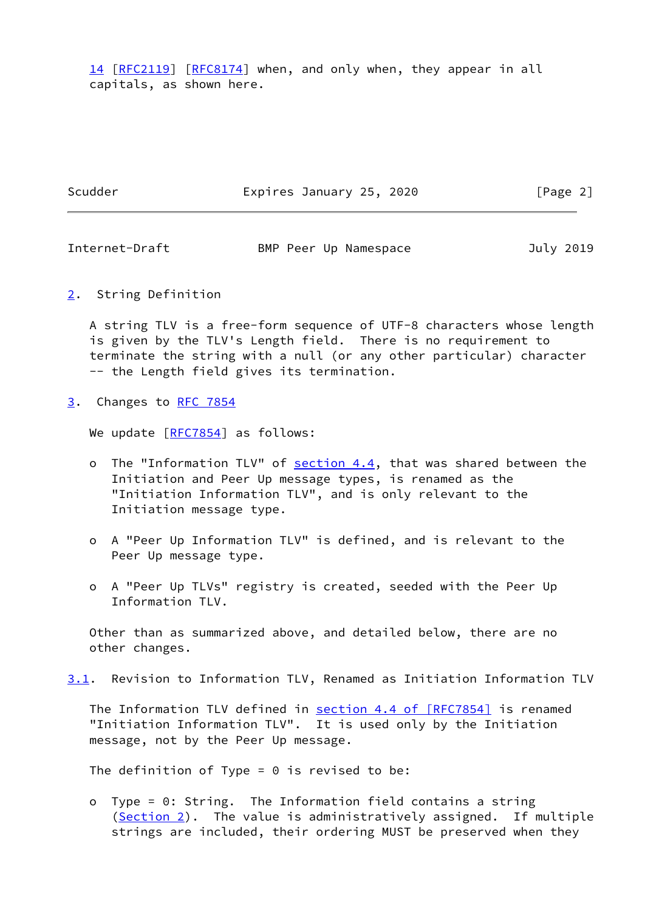14 [RFC2119] [RFC8174] when, and only when, they appear in all capitals, as shown here.

## 2. String Definition

A string TLV is a free-form sequence of UTF-8 characters whose length is given by the TLV's Length field. There is no requirement to terminate the string with a null (or any other particular) character -- the Length field gives its termination.

## 3. Changes to RFC 7854

We update [RFC7854] as follows:

- The "Information TLV" of section 4.4, that was shared between the Initiation and Peer Up message types, is renamed as the "Initiation Information TLV", and is only relevant to the Initiation message type.

- A "Peer Up Information TLV" is defined, and is relevant to the Peer Up message type.

- A "Peer Up TLVs" registry is created, seeded with the Peer Up Information TLV.

Other than as summarized above, and detailed below, there are no other changes.

### 3.1. Revision to Information TLV, Renamed as Initiation Information TLV

The Information TLV defined in section 4.4 of [RFC7854] is renamed "Initiation Information TLV". It is used only by the Initiation message, not by the Peer Up message.

The definition of Type = 0 is revised to be:

- Type = 0: String. The Information field contains a string (Section 2). The value is administratively assigned. If multiple strings are included, their ordering MUST be preserved when they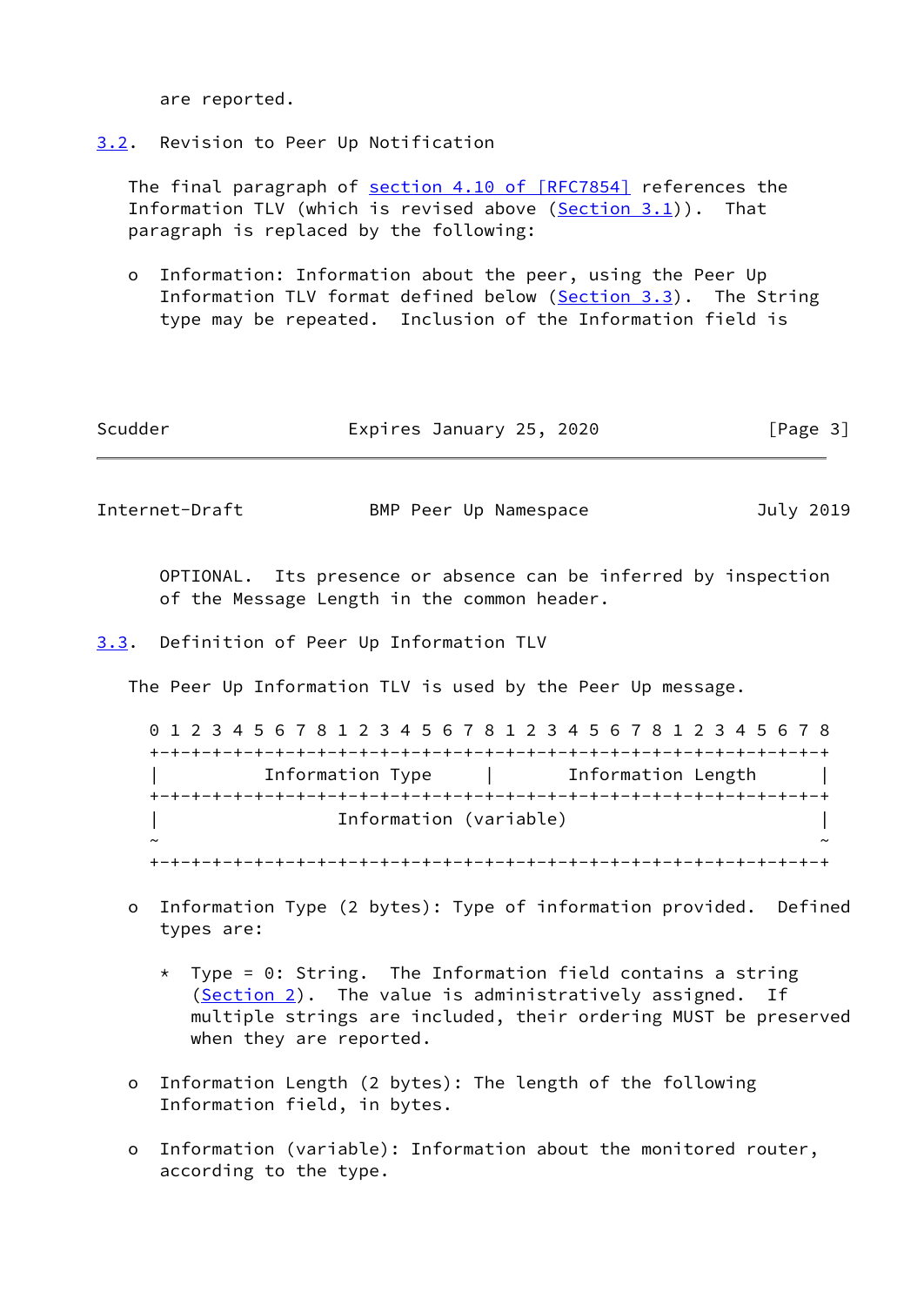are reported.

### 3.2. Revision to Peer Up Notification

The final paragraph of section 4.10 of [RFC7854] references the Information TLV (which is revised above (Section 3.1)). That paragraph is replaced by the following:

- Information: Information about the peer, using the Peer Up Information TLV format defined below (Section 3.3). The String type may be repeated. Inclusion of the Information field is OPTIONAL. Its presence or absence can be inferred by inspection of the Message Length in the common header.

### 3.3. Definition of Peer Up Information TLV

The Peer Up Information TLV is used by the Peer Up message.

```
 0 1 2 3 4 5 6 7 8 1 2 3 4 5 6 7 8 1 2 3 4 5 6 7 8 1 2 3 4 5 6 7 8
+-+-+-+-+-+-+-+-+-+-+-+-+-+-+-+-+-+-+-+-+-+-+-+-+-+-+-+-+-+-+-+-+
|          Information Type     |       Information Length      |
+-+-+-+-+-+-+-+-+-+-+-+-+-+-+-+-+-+-+-+-+-+-+-+-+-+-+-+-+-+-+-+-+
|                 Information (variable)                        |
~                                                               ~
+-+-+-+-+-+-+-+-+-+-+-+-+-+-+-+-+-+-+-+-+-+-+-+-+-+-+-+-+-+-+-+-+
```

- Information Type (2 bytes): Type of information provided. Defined types are:

  * Type = 0: String. The Information field contains a string (Section 2). The value is administratively assigned. If multiple strings are included, their ordering MUST be preserved when they are reported.

- Information Length (2 bytes): The length of the following Information field, in bytes.

- Information (variable): Information about the monitored router, according to the type.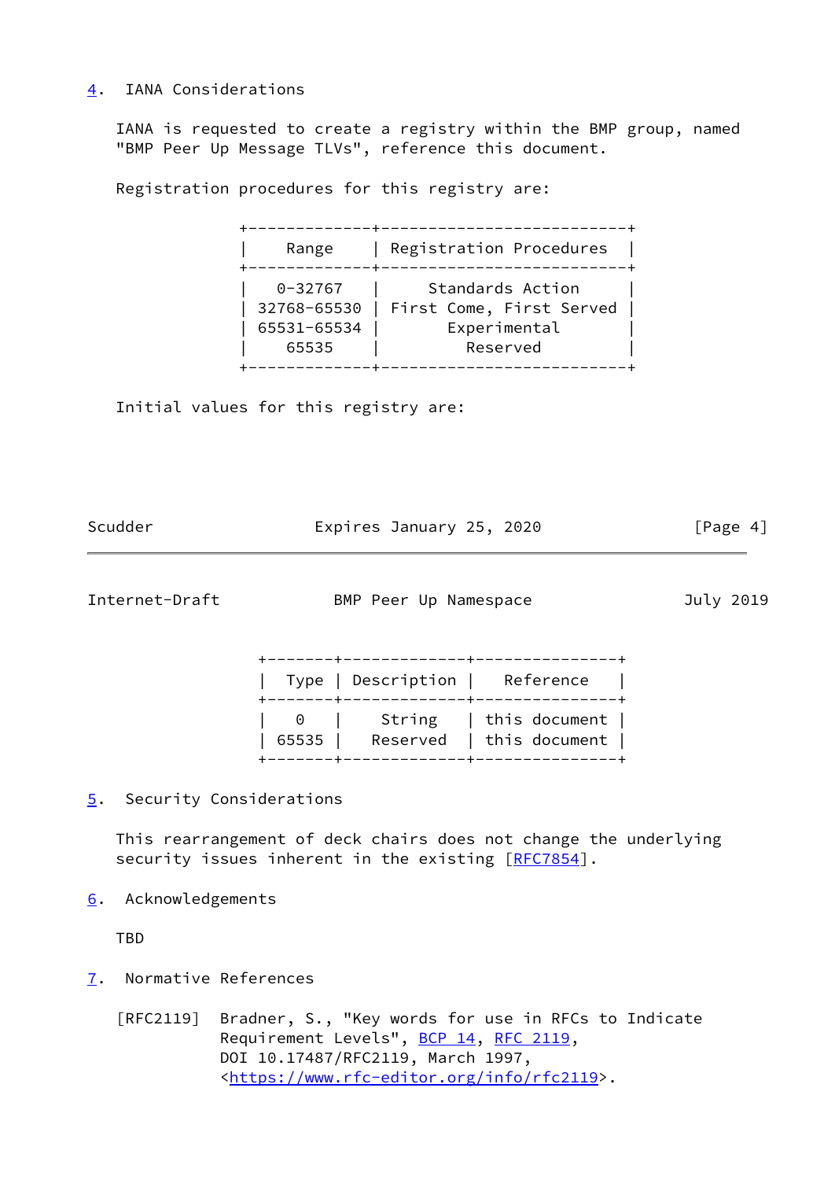## 4. IANA Considerations

IANA is requested to create a registry within the BMP group, named "BMP Peer Up Message TLVs", reference this document.

Registration procedures for this registry are:

| Range | Registration Procedures |
| --- | --- |
| 0-32767 | Standards Action |
| 32768-65530 | First Come, First Served |
| 65531-65534 | Experimental |
| 65535 | Reserved |

Initial values for this registry are:

| Type | Description | Reference |
| --- | --- | --- |
| 0 | String | this document |
| 65535 | Reserved | this document |

## 5. Security Considerations

This rearrangement of deck chairs does not change the underlying security issues inherent in the existing [RFC7854].

## 6. Acknowledgements

TBD

## 7. Normative References

[RFC2119] Bradner, S., "Key words for use in RFCs to Indicate Requirement Levels", BCP 14, RFC 2119, DOI 10.17487/RFC2119, March 1997, <https://www.rfc-editor.org/info/rfc2119>.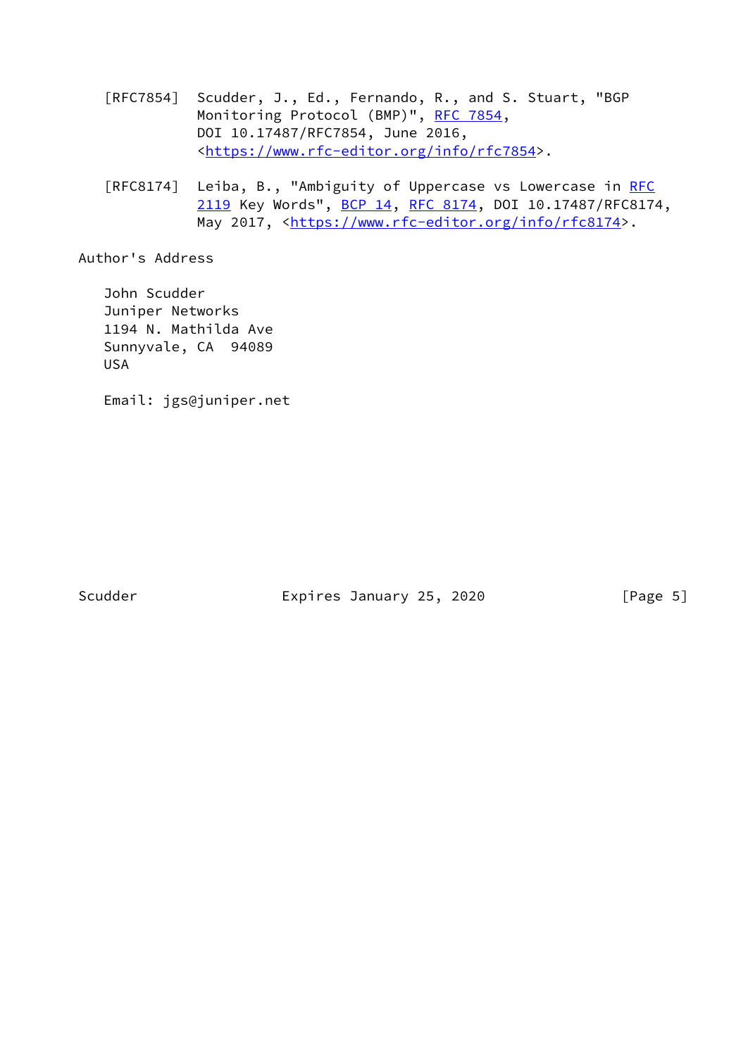[RFC7854] Scudder, J., Ed., Fernando, R., and S. Stuart, "BGP Monitoring Protocol (BMP)", RFC 7854, DOI 10.17487/RFC7854, June 2016, <https://www.rfc-editor.org/info/rfc7854>.

[RFC8174] Leiba, B., "Ambiguity of Uppercase vs Lowercase in RFC 2119 Key Words", BCP 14, RFC 8174, DOI 10.17487/RFC8174, May 2017, <https://www.rfc-editor.org/info/rfc8174>.

## Author's Address

John Scudder
Juniper Networks
1194 N. Mathilda Ave
Sunnyvale, CA 94089
USA

Email: jgs@juniper.net